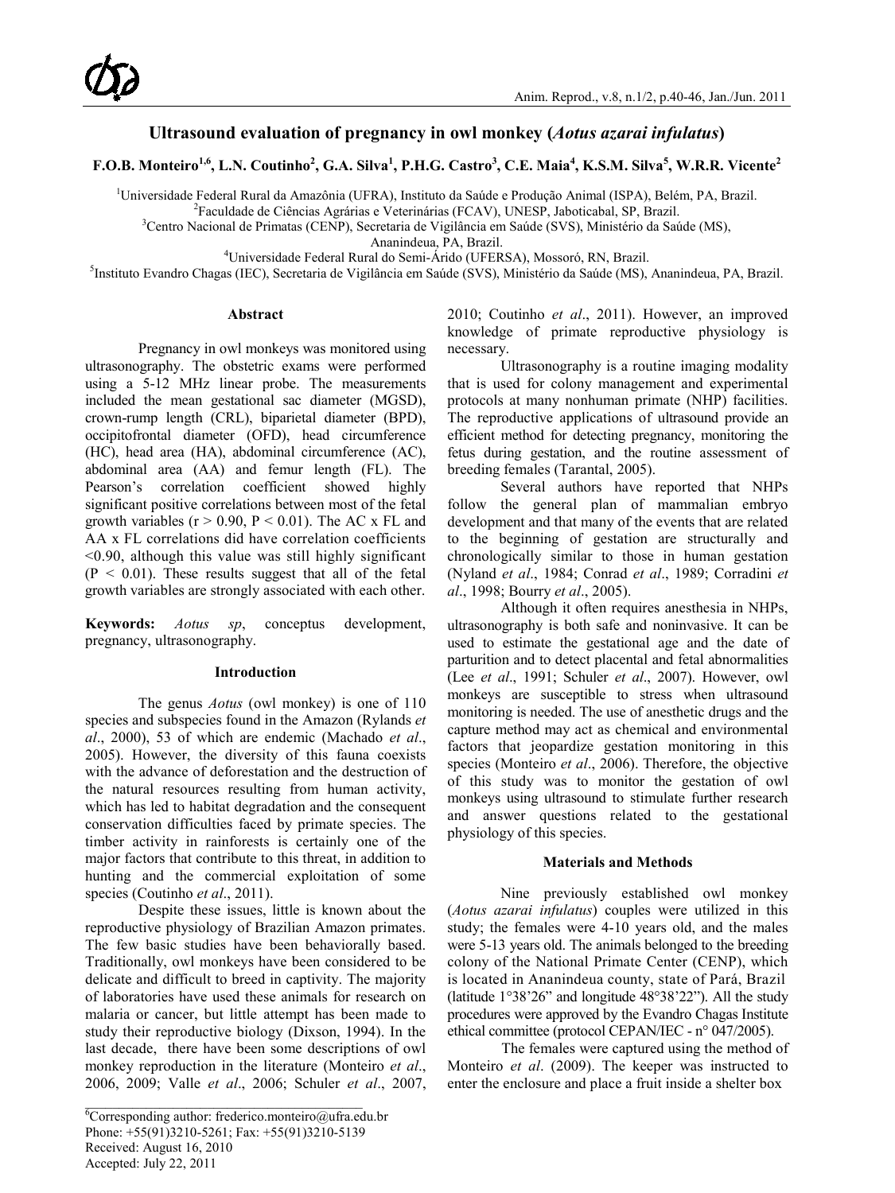# Ultrasound evaluation of pregnancy in owl monkey (*Aotus azarai infulatus*)

**F.O.B. Monteiro[1,6], L.N. Coutinho[2], G.A. Silva[1], P.H.G. Castro[3], C.E. Maia[4], K.S.M. Silva[5], W.R.R. Vicente[2]**

[1]Universidade Federal Rural da Amazônia (UFRA), Instituto da Saúde e Produção Animal (ISPA), Belém, PA, Brazil.
[2]Faculdade de Ciências Agrárias e Veterinárias (FCAV), UNESP, Jaboticabal, SP, Brazil.
[3]Centro Nacional de Primatas (CENP), Secretaria de Vigilância em Saúde (SVS), Ministério da Saúde (MS), Ananindeua, PA, Brazil.
[4]Universidade Federal Rural do Semi-Árido (UFERSA), Mossoró, RN, Brazil.
[5]Instituto Evandro Chagas (IEC), Secretaria de Vigilância em Saúde (SVS), Ministério da Saúde (MS), Ananindeua, PA, Brazil.

## Abstract

Pregnancy in owl monkeys was monitored using ultrasonography. The obstetric exams were performed using a 5-12 MHz linear probe. The measurements included the mean gestational sac diameter (MGSD), crown-rump length (CRL), biparietal diameter (BPD), occipitofrontal diameter (OFD), head circumference (HC), head area (HA), abdominal circumference (AC), abdominal area (AA) and femur length (FL). The Pearson's correlation coefficient showed highly significant positive correlations between most of the fetal growth variables ($r > 0.90$, $P < 0.01$). The AC x FL and AA x FL correlations did have correlation coefficients <0.90, although this value was still highly significant ($P < 0.01$). These results suggest that all of the fetal growth variables are strongly associated with each other.

**Keywords:** *Aotus sp*, conceptus development, pregnancy, ultrasonography.

## Introduction

The genus *Aotus* (owl monkey) is one of 110 species and subspecies found in the Amazon (Rylands *et al*., 2000), 53 of which are endemic (Machado *et al*., 2005). However, the diversity of this fauna coexists with the advance of deforestation and the destruction of the natural resources resulting from human activity, which has led to habitat degradation and the consequent conservation difficulties faced by primate species. The timber activity in rainforests is certainly one of the major factors that contribute to this threat, in addition to hunting and the commercial exploitation of some species (Coutinho *et al*., 2011).

Despite these issues, little is known about the reproductive physiology of Brazilian Amazon primates. The few basic studies have been behaviorally based. Traditionally, owl monkeys have been considered to be delicate and difficult to breed in captivity. The majority of laboratories have used these animals for research on malaria or cancer, but little attempt has been made to study their reproductive biology (Dixson, 1994). In the last decade, there have been some descriptions of owl monkey reproduction in the literature (Monteiro *et al*., 2006, 2009; Valle *et al*., 2006; Schuler *et al*., 2007, 2010; Coutinho *et al*., 2011). However, an improved knowledge of primate reproductive physiology is necessary.

Ultrasonography is a routine imaging modality that is used for colony management and experimental protocols at many nonhuman primate (NHP) facilities. The reproductive applications of ultrasound provide an efficient method for detecting pregnancy, monitoring the fetus during gestation, and the routine assessment of breeding females (Tarantal, 2005).

Several authors have reported that NHPs follow the general plan of mammalian embryo development and that many of the events that are related to the beginning of gestation are structurally and chronologically similar to those in human gestation (Nyland *et al*., 1984; Conrad *et al*., 1989; Corradini *et al*., 1998; Bourry *et al*., 2005).

Although it often requires anesthesia in NHPs, ultrasonography is both safe and noninvasive. It can be used to estimate the gestational age and the date of parturition and to detect placental and fetal abnormalities (Lee *et al*., 1991; Schuler *et al*., 2007). However, owl monkeys are susceptible to stress when ultrasound monitoring is needed. The use of anesthetic drugs and the capture method may act as chemical and environmental factors that jeopardize gestation monitoring in this species (Monteiro *et al*., 2006). Therefore, the objective of this study was to monitor the gestation of owl monkeys using ultrasound to stimulate further research and answer questions related to the gestational physiology of this species.

## Materials and Methods

Nine previously established owl monkey (*Aotus azarai infulatus*) couples were utilized in this study; the females were 4-10 years old, and the males were 5-13 years old. The animals belonged to the breeding colony of the National Primate Center (CENP), which is located in Ananindeua county, state of Pará, Brazil (latitude 1°38'26" and longitude 48°38'22"). All the study procedures were approved by the Evandro Chagas Institute ethical committee (protocol CEPAN/IEC - n° 047/2005).

The females were captured using the method of Monteiro *et al*. (2009). The keeper was instructed to enter the enclosure and place a fruit inside a shelter box

---

[6]Corresponding author: frederico.monteiro@ufra.edu.br
Phone: +55(91)3210-5261; Fax: +55(91)3210-5139
Received: August 16, 2010
Accepted: July 22, 2011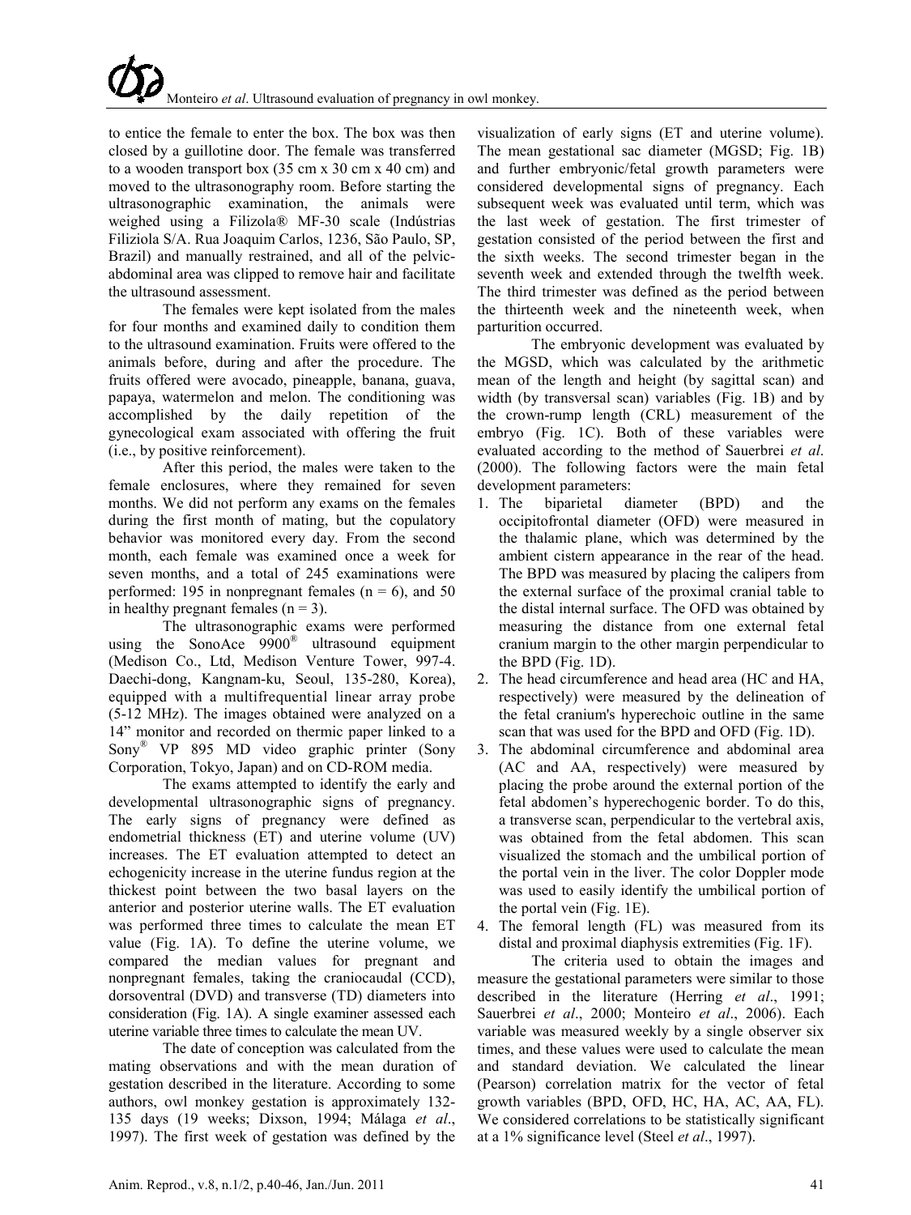to entice the female to enter the box. The box was then closed by a guillotine door. The female was transferred to a wooden transport box (35 cm x 30 cm x 40 cm) and moved to the ultrasonography room. Before starting the ultrasonographic examination, the animals were weighed using a Filizola® MF-30 scale (Indústrias Filiziola S/A. Rua Joaquim Carlos, 1236, São Paulo, SP, Brazil) and manually restrained, and all of the pelvic-abdominal area was clipped to remove hair and facilitate the ultrasound assessment.

The females were kept isolated from the males for four months and examined daily to condition them to the ultrasound examination. Fruits were offered to the animals before, during and after the procedure. The fruits offered were avocado, pineapple, banana, guava, papaya, watermelon and melon. The conditioning was accomplished by the daily repetition of the gynecological exam associated with offering the fruit (i.e., by positive reinforcement).

After this period, the males were taken to the female enclosures, where they remained for seven months. We did not perform any exams on the females during the first month of mating, but the copulatory behavior was monitored every day. From the second month, each female was examined once a week for seven months, and a total of 245 examinations were performed: 195 in nonpregnant females (n = 6), and 50 in healthy pregnant females (n = 3).

The ultrasonographic exams were performed using the SonoAce 9900® ultrasound equipment (Medison Co., Ltd, Medison Venture Tower, 997-4. Daechi-dong, Kangnam-ku, Seoul, 135-280, Korea), equipped with a multifrequential linear array probe (5-12 MHz). The images obtained were analyzed on a 14" monitor and recorded on thermic paper linked to a Sony® VP 895 MD video graphic printer (Sony Corporation, Tokyo, Japan) and on CD-ROM media.

The exams attempted to identify the early and developmental ultrasonographic signs of pregnancy. The early signs of pregnancy were defined as endometrial thickness (ET) and uterine volume (UV) increases. The ET evaluation attempted to detect an echogenicity increase in the uterine fundus region at the thickest point between the two basal layers on the anterior and posterior uterine walls. The ET evaluation was performed three times to calculate the mean ET value (Fig. 1A). To define the uterine volume, we compared the median values for pregnant and nonpregnant females, taking the craniocaudal (CCD), dorsoventral (DVD) and transverse (TD) diameters into consideration (Fig. 1A). A single examiner assessed each uterine variable three times to calculate the mean UV.

The date of conception was calculated from the mating observations and with the mean duration of gestation described in the literature. According to some authors, owl monkey gestation is approximately 132-135 days (19 weeks; Dixson, 1994; Málaga *et al*., 1997). The first week of gestation was defined by the visualization of early signs (ET and uterine volume). The mean gestational sac diameter (MGSD; Fig. 1B) and further embryonic/fetal growth parameters were considered developmental signs of pregnancy. Each subsequent week was evaluated until term, which was the last week of gestation. The first trimester of gestation consisted of the period between the first and the sixth weeks. The second trimester began in the seventh week and extended through the twelfth week. The third trimester was defined as the period between the thirteenth week and the nineteenth week, when parturition occurred.

The embryonic development was evaluated by the MGSD, which was calculated by the arithmetic mean of the length and height (by sagittal scan) and width (by transversal scan) variables (Fig. 1B) and by the crown-rump length (CRL) measurement of the embryo (Fig. 1C). Both of these variables were evaluated according to the method of Sauerbrei *et al*. (2000). The following factors were the main fetal development parameters:

1. The biparietal diameter (BPD) and the occipitofrontal diameter (OFD) were measured in the thalamic plane, which was determined by the ambient cistern appearance in the rear of the head. The BPD was measured by placing the calipers from the external surface of the proximal cranial table to the distal internal surface. The OFD was obtained by measuring the distance from one external fetal cranium margin to the other margin perpendicular to the BPD (Fig. 1D).
2. The head circumference and head area (HC and HA, respectively) were measured by the delineation of the fetal cranium's hyperechoic outline in the same scan that was used for the BPD and OFD (Fig. 1D).
3. The abdominal circumference and abdominal area (AC and AA, respectively) were measured by placing the probe around the external portion of the fetal abdomen's hyperechogenic border. To do this, a transverse scan, perpendicular to the vertebral axis, was obtained from the fetal abdomen. This scan visualized the stomach and the umbilical portion of the portal vein in the liver. The color Doppler mode was used to easily identify the umbilical portion of the portal vein (Fig. 1E).
4. The femoral length (FL) was measured from its distal and proximal diaphysis extremities (Fig. 1F).

The criteria used to obtain the images and measure the gestational parameters were similar to those described in the literature (Herring *et al*., 1991; Sauerbrei *et al*., 2000; Monteiro *et al*., 2006). Each variable was measured weekly by a single observer six times, and these values were used to calculate the mean and standard deviation. We calculated the linear (Pearson) correlation matrix for the vector of fetal growth variables (BPD, OFD, HC, HA, AC, AA, FL). We considered correlations to be statistically significant at a 1% significance level (Steel *et al*., 1997).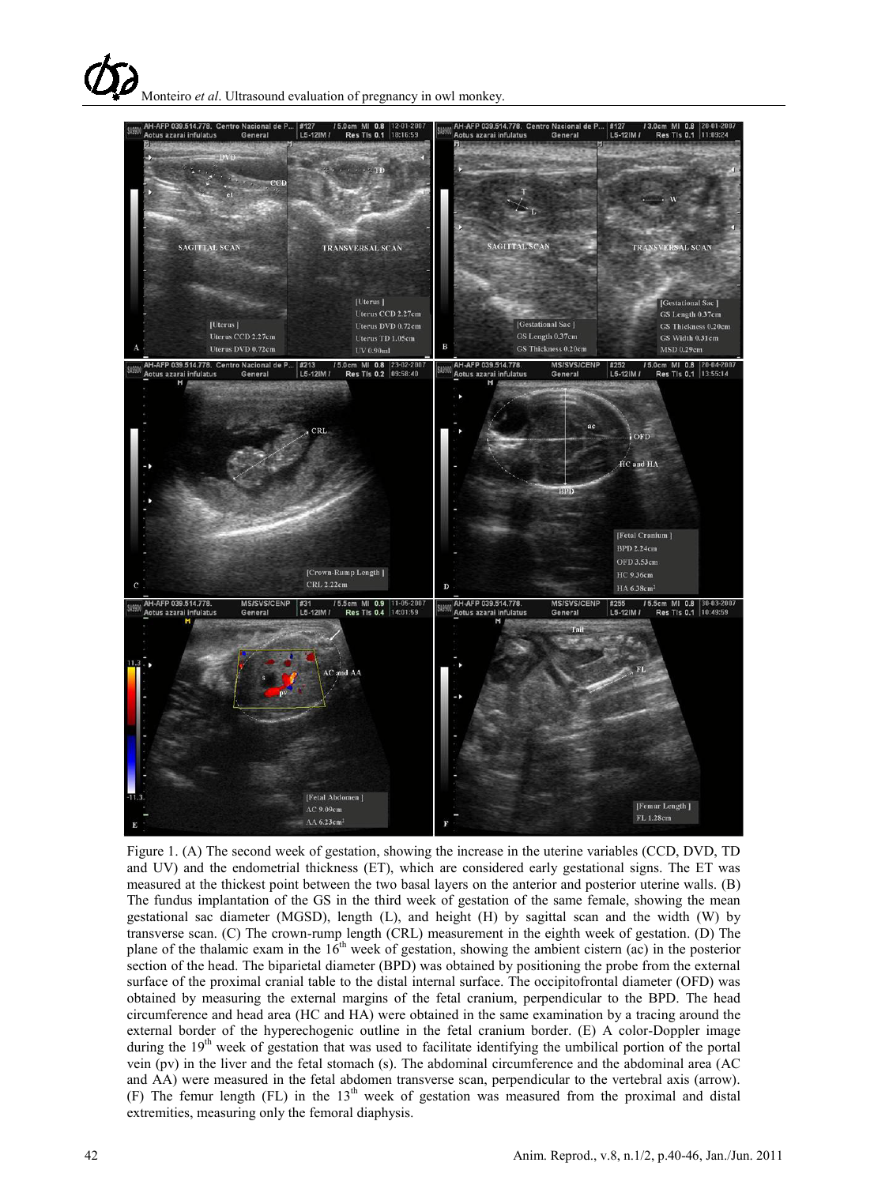Figure 1. (A) The second week of gestation, showing the increase in the uterine variables (CCD, DVD, TD and UV) and the endometrial thickness (ET), which are considered early gestational signs. The ET was measured at the thickest point between the two basal layers on the anterior and posterior uterine walls. (B) The fundus implantation of the GS in the third week of gestation of the same female, showing the mean gestational sac diameter (MGSD), length (L), and height (H) by sagittal scan and the width (W) by transverse scan. (C) The crown-rump length (CRL) measurement in the eighth week of gestation. (D) The plane of the thalamic exam in the 16th week of gestation, showing the ambient cistern (ac) in the posterior section of the head. The biparietal diameter (BPD) was obtained by positioning the probe from the external surface of the proximal cranial table to the distal internal surface. The occipitofrontal diameter (OFD) was obtained by measuring the external margins of the fetal cranium, perpendicular to the BPD. The head circumference and head area (HC and HA) were obtained in the same examination by a tracing around the external border of the hyperechogenic outline in the fetal cranium border. (E) A color-Doppler image during the 19th week of gestation that was used to facilitate identifying the umbilical portion of the portal vein (pv) in the liver and the fetal stomach (s). The abdominal circumference and the abdominal area (AC and AA) were measured in the fetal abdomen transverse scan, perpendicular to the vertebral axis (arrow). (F) The femur length (FL) in the 13th week of gestation was measured from the proximal and distal extremities, measuring only the femoral diaphysis.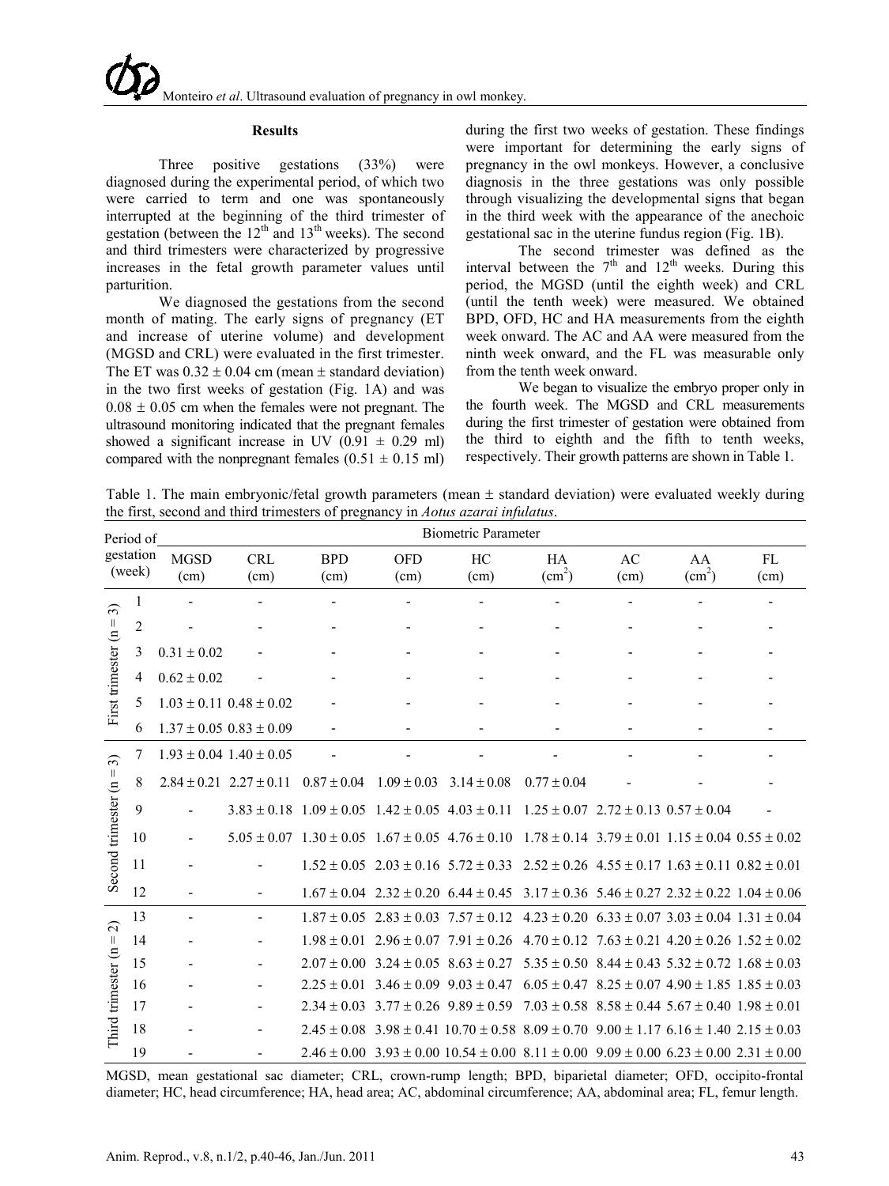## Results

Three positive gestations (33%) were diagnosed during the experimental period, of which two were carried to term and one was spontaneously interrupted at the beginning of the third trimester of gestation (between the 12th and 13th weeks). The second and third trimesters were characterized by progressive increases in the fetal growth parameter values until parturition.

We diagnosed the gestations from the second month of mating. The early signs of pregnancy (ET and increase of uterine volume) and development (MGSD and CRL) were evaluated in the first trimester. The ET was 0.32 ± 0.04 cm (mean ± standard deviation) in the two first weeks of gestation (Fig. 1A) and was 0.08 ± 0.05 cm when the females were not pregnant. The ultrasound monitoring indicated that the pregnant females showed a significant increase in UV (0.91 ± 0.29 ml) compared with the nonpregnant females (0.51 ± 0.15 ml) during the first two weeks of gestation. These findings were important for determining the early signs of pregnancy in the owl monkeys. However, a conclusive diagnosis in the three gestations was only possible through visualizing the developmental signs that began in the third week with the appearance of the anechoic gestational sac in the uterine fundus region (Fig. 1B).

The second trimester was defined as the interval between the 7th and 12th weeks. During this period, the MGSD (until the eighth week) and CRL (until the tenth week) were measured. We obtained BPD, OFD, HC and HA measurements from the eighth week onward. The AC and AA were measured from the ninth week onward, and the FL was measurable only from the tenth week onward.

We began to visualize the embryo proper only in the fourth week. The MGSD and CRL measurements during the first trimester of gestation were obtained from the third to eighth and the fifth to tenth weeks, respectively. Their growth patterns are shown in Table 1.

Table 1. The main embryonic/fetal growth parameters (mean ± standard deviation) were evaluated weekly during the first, second and third trimesters of pregnancy in *Aotus azarai infulatus*.

| Period of gestation (week) | | Biometric Parameter | | | | | | | | |
|---|---|---|---|---|---|---|---|---|---|---|
| | | MGSD (cm) | CRL (cm) | BPD (cm) | OFD (cm) | HC (cm) | HA ($cm^2$) | AC (cm) | AA ($cm^2$) | FL (cm) |
| First trimester (n = 3) | 1 | - | - | - | - | - | - | - | - | - |
| | 2 | - | - | - | - | - | - | - | - | - |
| | 3 | 0.31 ± 0.02 | - | - | - | - | - | - | - | - |
| | 4 | 0.62 ± 0.02 | - | - | - | - | - | - | - | - |
| | 5 | 1.03 ± 0.11 | 0.48 ± 0.02 | - | - | - | - | - | - | - |
| | 6 | 1.37 ± 0.05 | 0.83 ± 0.09 | - | - | - | - | - | - | - |
| Second trimester (n = 3) | 7 | 1.93 ± 0.04 | 1.40 ± 0.05 | - | - | - | - | - | - | - |
| | 8 | 2.84 ± 0.21 | 2.27 ± 0.11 | 0.87 ± 0.04 | 1.09 ± 0.03 | 3.14 ± 0.08 | 0.77 ± 0.04 | - | - | - |
| | 9 | - | 3.83 ± 0.18 | 1.09 ± 0.05 | 1.42 ± 0.05 | 4.03 ± 0.11 | 1.25 ± 0.07 | 2.72 ± 0.13 | 0.57 ± 0.04 | - |
| | 10 | - | 5.05 ± 0.07 | 1.30 ± 0.05 | 1.67 ± 0.05 | 4.76 ± 0.10 | 1.78 ± 0.14 | 3.79 ± 0.01 | 1.15 ± 0.04 | 0.55 ± 0.02 |
| | 11 | - | - | 1.52 ± 0.05 | 2.03 ± 0.16 | 5.72 ± 0.33 | 2.52 ± 0.26 | 4.55 ± 0.17 | 1.63 ± 0.11 | 0.82 ± 0.01 |
| | 12 | - | - | 1.67 ± 0.04 | 2.32 ± 0.20 | 6.44 ± 0.45 | 3.17 ± 0.36 | 5.46 ± 0.27 | 2.32 ± 0.22 | 1.04 ± 0.06 |
| Third trimester (n = 2) | 13 | - | - | 1.87 ± 0.05 | 2.83 ± 0.03 | 7.57 ± 0.12 | 4.23 ± 0.20 | 6.33 ± 0.07 | 3.03 ± 0.04 | 1.31 ± 0.04 |
| | 14 | - | - | 1.98 ± 0.01 | 2.96 ± 0.07 | 7.91 ± 0.26 | 4.70 ± 0.12 | 7.63 ± 0.21 | 4.20 ± 0.26 | 1.52 ± 0.02 |
| | 15 | - | - | 2.07 ± 0.00 | 3.24 ± 0.05 | 8.63 ± 0.27 | 5.35 ± 0.50 | 8.44 ± 0.43 | 5.32 ± 0.72 | 1.68 ± 0.03 |
| | 16 | - | - | 2.25 ± 0.01 | 3.46 ± 0.09 | 9.03 ± 0.47 | 6.05 ± 0.47 | 8.25 ± 0.07 | 4.90 ± 1.85 | 1.85 ± 0.03 |
| | 17 | - | - | 2.34 ± 0.03 | 3.77 ± 0.26 | 9.89 ± 0.59 | 7.03 ± 0.58 | 8.58 ± 0.44 | 5.67 ± 0.40 | 1.98 ± 0.01 |
| | 18 | - | - | 2.45 ± 0.08 | 3.98 ± 0.41 | 10.70 ± 0.58 | 8.09 ± 0.70 | 9.00 ± 1.17 | 6.16 ± 1.40 | 2.15 ± 0.03 |
| | 19 | - | - | 2.46 ± 0.00 | 3.93 ± 0.00 | 10.54 ± 0.00 | 8.11 ± 0.00 | 9.09 ± 0.00 | 6.23 ± 0.00 | 2.31 ± 0.00 |

MGSD, mean gestational sac diameter; CRL, crown-rump length; BPD, biparietal diameter; OFD, occipito-frontal diameter; HC, head circumference; HA, head area; AC, abdominal circumference; AA, abdominal area; FL, femur length.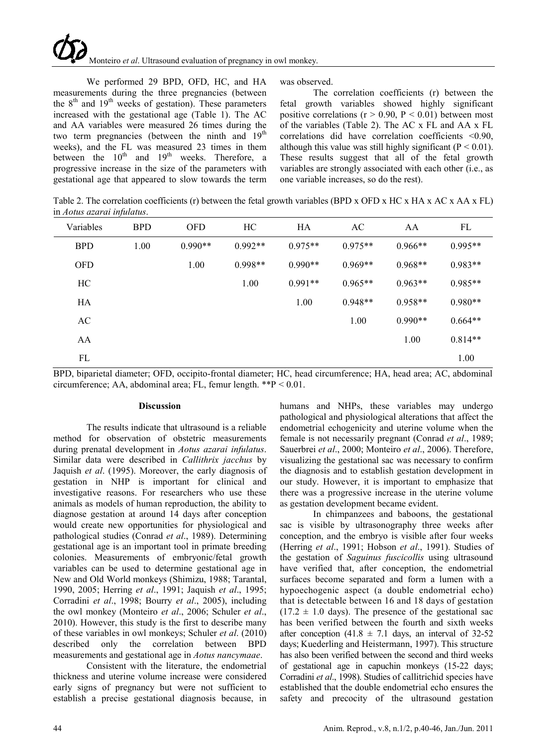We performed 29 BPD, OFD, HC, and HA measurements during the three pregnancies (between the 8th and 19th weeks of gestation). These parameters increased with the gestational age (Table 1). The AC and AA variables were measured 26 times during the two term pregnancies (between the ninth and 19th weeks), and the FL was measured 23 times in them between the 10th and 19th weeks. Therefore, a progressive increase in the size of the parameters with gestational age that appeared to slow towards the term was observed.

The correlation coefficients (r) between the fetal growth variables showed highly significant positive correlations ($r > 0.90$, $P < 0.01$) between most of the variables (Table 2). The AC x FL and AA x FL correlations did have correlation coefficients <0.90, although this value was still highly significant ($P < 0.01$). These results suggest that all of the fetal growth variables are strongly associated with each other (i.e., as one variable increases, so do the rest).

Table 2. The correlation coefficients (r) between the fetal growth variables (BPD x OFD x HC x HA x AC x AA x FL) in *Aotus azarai infulatus*.

| Variables | BPD | OFD | HC | HA | AC | AA | FL |
|---|---|---|---|---|---|---|---|
| BPD | 1.00 | 0.990** | 0.992** | 0.975** | 0.975** | 0.966** | 0.995** |
| OFD | | 1.00 | 0.998** | 0.990** | 0.969** | 0.968** | 0.983** |
| HC | | | 1.00 | 0.991** | 0.965** | 0.963** | 0.985** |
| HA | | | | 1.00 | 0.948** | 0.958** | 0.980** |
| AC | | | | | 1.00 | 0.990** | 0.664** |
| AA | | | | | | 1.00 | 0.814** |
| FL | | | | | | | 1.00 |

BPD, biparietal diameter; OFD, occipito-frontal diameter; HC, head circumference; HA, head area; AC, abdominal circumference; AA, abdominal area; FL, femur length. **$P < 0.01$.

## Discussion

The results indicate that ultrasound is a reliable method for observation of obstetric measurements during prenatal development in *Aotus azarai infulatus*. Similar data were described in *Callithrix jacchus* by Jaquish *et al*. (1995). Moreover, the early diagnosis of gestation in NHP is important for clinical and investigative reasons. For researchers who use these animals as models of human reproduction, the ability to diagnose gestation at around 14 days after conception would create new opportunities for physiological and pathological studies (Conrad *et al*., 1989). Determining gestational age is an important tool in primate breeding colonies. Measurements of embryonic/fetal growth variables can be used to determine gestational age in New and Old World monkeys (Shimizu, 1988; Tarantal, 1990, 2005; Herring *et al*., 1991; Jaquish *et al*., 1995; Corradini *et al*., 1998; Bourry *et al*., 2005), including the owl monkey (Monteiro *et al*., 2006; Schuler *et al*., 2010). However, this study is the first to describe many of these variables in owl monkeys; Schuler *et al*. (2010) described only the correlation between BPD measurements and gestational age in *Aotus nancymaae*.

Consistent with the literature, the endometrial thickness and uterine volume increase were considered early signs of pregnancy but were not sufficient to establish a precise gestational diagnosis because, in humans and NHPs, these variables may undergo pathological and physiological alterations that affect the endometrial echogenicity and uterine volume when the female is not necessarily pregnant (Conrad *et al*., 1989; Sauerbrei *et al*., 2000; Monteiro *et al*., 2006). Therefore, visualizing the gestational sac was necessary to confirm the diagnosis and to establish gestation development in our study. However, it is important to emphasize that there was a progressive increase in the uterine volume as gestation development became evident.

In chimpanzees and baboons, the gestational sac is visible by ultrasonography three weeks after conception, and the embryo is visible after four weeks (Herring *et al*., 1991; Hobson *et al*., 1991). Studies of the gestation of *Saguinus fuscicollis* using ultrasound have verified that, after conception, the endometrial surfaces become separated and form a lumen with a hypoechogenic aspect (a double endometrial echo) that is detectable between 16 and 18 days of gestation ($17.2 \pm 1.0$ days). The presence of the gestational sac has been verified between the fourth and sixth weeks after conception ($41.8 \pm 7.1$ days, an interval of 32-52 days; Kuederling and Heistermann, 1997). This structure has also been verified between the second and third weeks of gestational age in capuchin monkeys (15-22 days; Corradini *et al*., 1998). Studies of callitrichid species have established that the double endometrial echo ensures the safety and precocity of the ultrasound gestation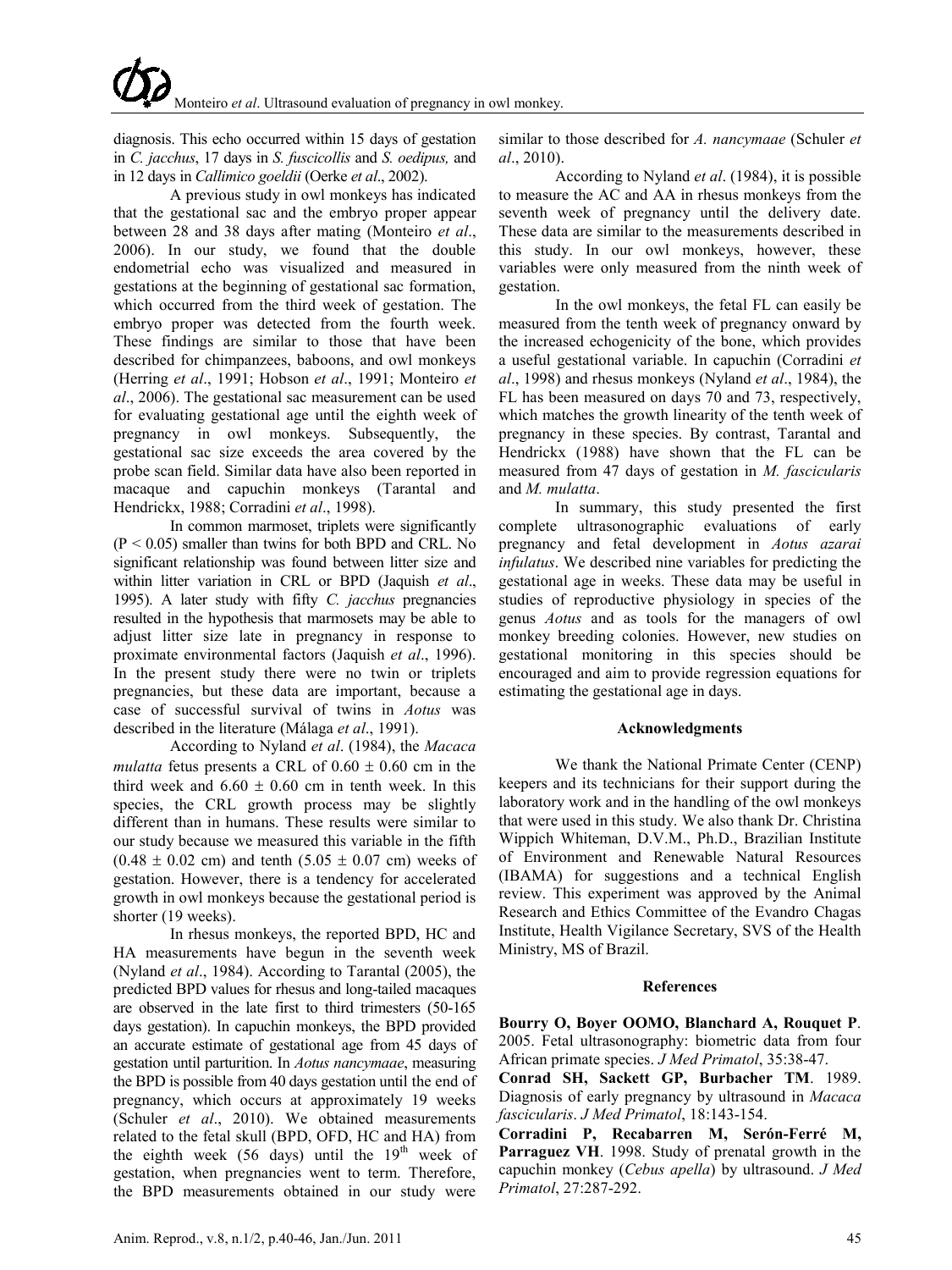diagnosis. This echo occurred within 15 days of gestation in *C. jacchus*, 17 days in *S. fuscicollis* and *S. oedipus,* and in 12 days in *Callimico goeldii* (Oerke *et al*., 2002).

A previous study in owl monkeys has indicated that the gestational sac and the embryo proper appear between 28 and 38 days after mating (Monteiro *et al*., 2006). In our study, we found that the double endometrial echo was visualized and measured in gestations at the beginning of gestational sac formation, which occurred from the third week of gestation. The embryo proper was detected from the fourth week. These findings are similar to those that have been described for chimpanzees, baboons, and owl monkeys (Herring *et al*., 1991; Hobson *et al*., 1991; Monteiro *et al*., 2006). The gestational sac measurement can be used for evaluating gestational age until the eighth week of pregnancy in owl monkeys. Subsequently, the gestational sac size exceeds the area covered by the probe scan field. Similar data have also been reported in macaque and capuchin monkeys (Tarantal and Hendrickx, 1988; Corradini *et al*., 1998).

In common marmoset, triplets were significantly ($P < 0.05$) smaller than twins for both BPD and CRL. No significant relationship was found between litter size and within litter variation in CRL or BPD (Jaquish *et al*., 1995). A later study with fifty *C. jacchus* pregnancies resulted in the hypothesis that marmosets may be able to adjust litter size late in pregnancy in response to proximate environmental factors (Jaquish *et al*., 1996). In the present study there were no twin or triplets pregnancies, but these data are important, because a case of successful survival of twins in *Aotus* was described in the literature (Málaga *et al*., 1991).

According to Nyland *et al*. (1984), the *Macaca mulatta* fetus presents a CRL of $0.60 \pm 0.60$ cm in the third week and $6.60 \pm 0.60$ cm in tenth week. In this species, the CRL growth process may be slightly different than in humans. These results were similar to our study because we measured this variable in the fifth ($0.48 \pm 0.02$ cm) and tenth ($5.05 \pm 0.07$ cm) weeks of gestation. However, there is a tendency for accelerated growth in owl monkeys because the gestational period is shorter (19 weeks).

In rhesus monkeys, the reported BPD, HC and HA measurements have begun in the seventh week (Nyland *et al*., 1984). According to Tarantal (2005), the predicted BPD values for rhesus and long-tailed macaques are observed in the late first to third trimesters (50-165 days gestation). In capuchin monkeys, the BPD provided an accurate estimate of gestational age from 45 days of gestation until parturition. In *Aotus nancymaae*, measuring the BPD is possible from 40 days gestation until the end of pregnancy, which occurs at approximately 19 weeks (Schuler *et al*., 2010). We obtained measurements related to the fetal skull (BPD, OFD, HC and HA) from the eighth week (56 days) until the 19th week of gestation, when pregnancies went to term. Therefore, the BPD measurements obtained in our study were similar to those described for *A. nancymaae* (Schuler *et al*., 2010).

According to Nyland *et al*. (1984), it is possible to measure the AC and AA in rhesus monkeys from the seventh week of pregnancy until the delivery date. These data are similar to the measurements described in this study. In our owl monkeys, however, these variables were only measured from the ninth week of gestation.

In the owl monkeys, the fetal FL can easily be measured from the tenth week of pregnancy onward by the increased echogenicity of the bone, which provides a useful gestational variable. In capuchin (Corradini *et al*., 1998) and rhesus monkeys (Nyland *et al*., 1984), the FL has been measured on days 70 and 73, respectively, which matches the growth linearity of the tenth week of pregnancy in these species. By contrast, Tarantal and Hendrickx (1988) have shown that the FL can be measured from 47 days of gestation in *M. fascicularis* and *M. mulatta*.

In summary, this study presented the first complete ultrasonographic evaluations of early pregnancy and fetal development in *Aotus azarai infulatus*. We described nine variables for predicting the gestational age in weeks. These data may be useful in studies of reproductive physiology in species of the genus *Aotus* and as tools for the managers of owl monkey breeding colonies. However, new studies on gestational monitoring in this species should be encouraged and aim to provide regression equations for estimating the gestational age in days.

## Acknowledgments

We thank the National Primate Center (CENP) keepers and its technicians for their support during the laboratory work and in the handling of the owl monkeys that were used in this study. We also thank Dr. Christina Wippich Whiteman, D.V.M., Ph.D., Brazilian Institute of Environment and Renewable Natural Resources (IBAMA) for suggestions and a technical English review. This experiment was approved by the Animal Research and Ethics Committee of the Evandro Chagas Institute, Health Vigilance Secretary, SVS of the Health Ministry, MS of Brazil.

## References

**Bourry O, Boyer OOMO, Blanchard A, Rouquet P**. 2005. Fetal ultrasonography: biometric data from four African primate species. *J Med Primatol*, 35:38-47.

**Conrad SH, Sackett GP, Burbacher TM**. 1989. Diagnosis of early pregnancy by ultrasound in *Macaca fascicularis*. *J Med Primatol*, 18:143-154.

**Corradini P, Recabarren M, Serón-Ferré M, Parraguez VH**. 1998. Study of prenatal growth in the capuchin monkey (*Cebus apella*) by ultrasound. *J Med Primatol*, 27:287-292.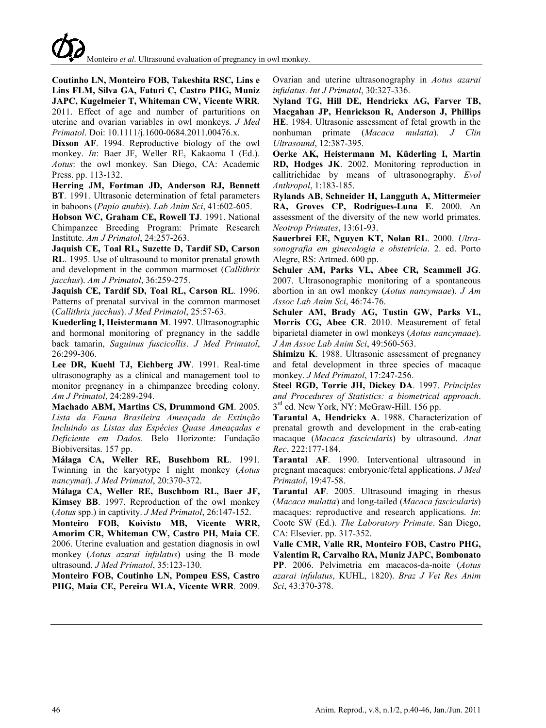**Coutinho LN, Monteiro FOB, Takeshita RSC, Lins e Lins FLM, Silva GA, Faturi C, Castro PHG, Muniz JAPC, Kugelmeier T, Whiteman CW, Vicente WRR**. 2011. Effect of age and number of parturitions on uterine and ovarian variables in owl monkeys. *J Med Primatol*. Doi: 10.1111/j.1600-0684.2011.00476.x.

**Dixson AF**. 1994. Reproductive biology of the owl monkey. *In*: Baer JF, Weller RE, Kakaoma I (Ed.). *Aotus*: the owl monkey. San Diego, CA: Academic Press. pp. 113-132.

**Herring JM, Fortman JD, Anderson RJ, Bennett BT**. 1991. Ultrasonic determination of fetal parameters in baboons (*Papio anubis*). *Lab Anim Sci*, 41:602-605.

**Hobson WC, Graham CE, Rowell TJ**. 1991. National Chimpanzee Breeding Program: Primate Research Institute. *Am J Primatol*, 24:257-263.

**Jaquish CE, Toal RL, Suzette D, Tardif SD, Carson RL**. 1995. Use of ultrasound to monitor prenatal growth and development in the common marmoset (*Callithrix jacchus*). *Am J Primatol*, 36:259-275.

**Jaquish CE, Tardif SD, Toal RL, Carson RL**. 1996. Patterns of prenatal survival in the common marmoset (*Callithrix jacchus*). *J Med Primatol*, 25:57-63.

**Kuederling I, Heistermann M**. 1997. Ultrasonographic and hormonal monitoring of pregnancy in the saddle back tamarin, *Saguinus fuscicollis*. *J Med Primatol*, 26:299-306.

**Lee DR, Kuehl TJ, Eichberg JW**. 1991. Real-time ultrasonography as a clinical and management tool to monitor pregnancy in a chimpanzee breeding colony. *Am J Primatol*, 24:289-294.

**Machado ABM, Martins CS, Drummond GM**. 2005. *Lista da Fauna Brasileira Ameaçada de Extinção Incluindo as Listas das Espécies Quase Ameaçadas e Deficiente em Dados*. Belo Horizonte: Fundação Biobiversitas. 157 pp.

**Málaga CA, Weller RE, Buschbom RL**. 1991. Twinning in the karyotype I night monkey (*Aotus nancymai*). *J Med Primatol*, 20:370-372.

**Málaga CA, Weller RE, Buschbom RL, Baer JF, Kimsey BB**. 1997. Reproduction of the owl monkey (*Aotus* spp.) in captivity. *J Med Primatol*, 26:147-152.

**Monteiro FOB, Koivisto MB, Vicente WRR, Amorim CR, Whiteman CW, Castro PH, Maia CE**. 2006. Uterine evaluation and gestation diagnosis in owl monkey (*Aotus azarai infulatus*) using the B mode ultrasound. *J Med Primatol*, 35:123-130.

**Monteiro FOB, Coutinho LN, Pompeu ESS, Castro PHG, Maia CE, Pereira WLA, Vicente WRR**. 2009. Ovarian and uterine ultrasonography in *Aotus azarai infulatus*. *Int J Primatol*, 30:327-336.

**Nyland TG, Hill DE, Hendrickx AG, Farver TB, Macgahan JP, Henrickson R, Anderson J, Phillips HE**. 1984. Ultrasonic assessment of fetal growth in the nonhuman primate (*Macaca mulatta*). *J Clin Ultrasound*, 12:387-395.

**Oerke AK, Heistermann M, Küderling I, Martin RD, Hodges JK**. 2002. Monitoring reproduction in callitrichidae by means of ultrasonography. *Evol Anthropol*, 1:183-185.

**Rylands AB, Schneider H, Langguth A, Mittermeier RA, Groves CP, Rodrígues-Luna E**. 2000. An assessment of the diversity of the new world primates. *Neotrop Primates*, 13:61-93.

**Sauerbrei EE, Nguyen KT, Nolan RL**. 2000. *Ultra-sonografia em ginecologia e obstetrícia*. 2. ed. Porto Alegre, RS: Artmed. 600 pp.

**Schuler AM, Parks VL, Abee CR, Scammell JG**. 2007. Ultrasonographic monitoring of a spontaneous abortion in an owl monkey (*Aotus nancymaae*). *J Am Assoc Lab Anim Sci*, 46:74-76.

**Schuler AM, Brady AG, Tustin GW, Parks VL, Morris CG, Abee CR**. 2010. Measurement of fetal biparietal diameter in owl monkeys (*Aotus nancymaae*). *J Am Assoc Lab Anim Sci*, 49:560-563.

**Shimizu K**. 1988. Ultrasonic assessment of pregnancy and fetal development in three species of macaque monkey. *J Med Primatol*, 17:247-256.

**Steel RGD, Torrie JH, Dickey DA**. 1997. *Principles and Procedures of Statistics: a biometrical approach*. 3rd ed. New York, NY: McGraw-Hill. 156 pp.

**Tarantal A, Hendrickx A**. 1988. Characterization of prenatal growth and development in the crab-eating macaque (*Macaca fascicularis*) by ultrasound. *Anat Rec*, 222:177-184.

**Tarantal AF**. 1990. Interventional ultrasound in pregnant macaques: embryonic/fetal applications. *J Med Primatol*, 19:47-58.

**Tarantal AF**. 2005. Ultrasound imaging in rhesus (*Macaca mulatta*) and long-tailed (*Macaca fascicularis*) macaques: reproductive and research applications. *In*: Coote SW (Ed.). *The Laboratory Primate*. San Diego, CA: Elsevier. pp. 317-352.

**Valle CMR, Valle RR, Monteiro FOB, Castro PHG, Valentim R, Carvalho RA, Muniz JAPC, Bombonato PP**. 2006. Pelvimetria em macacos-da-noite (*Aotus azarai infulatus*, KUHL, 1820). *Braz J Vet Res Anim Sci*, 43:370-378.